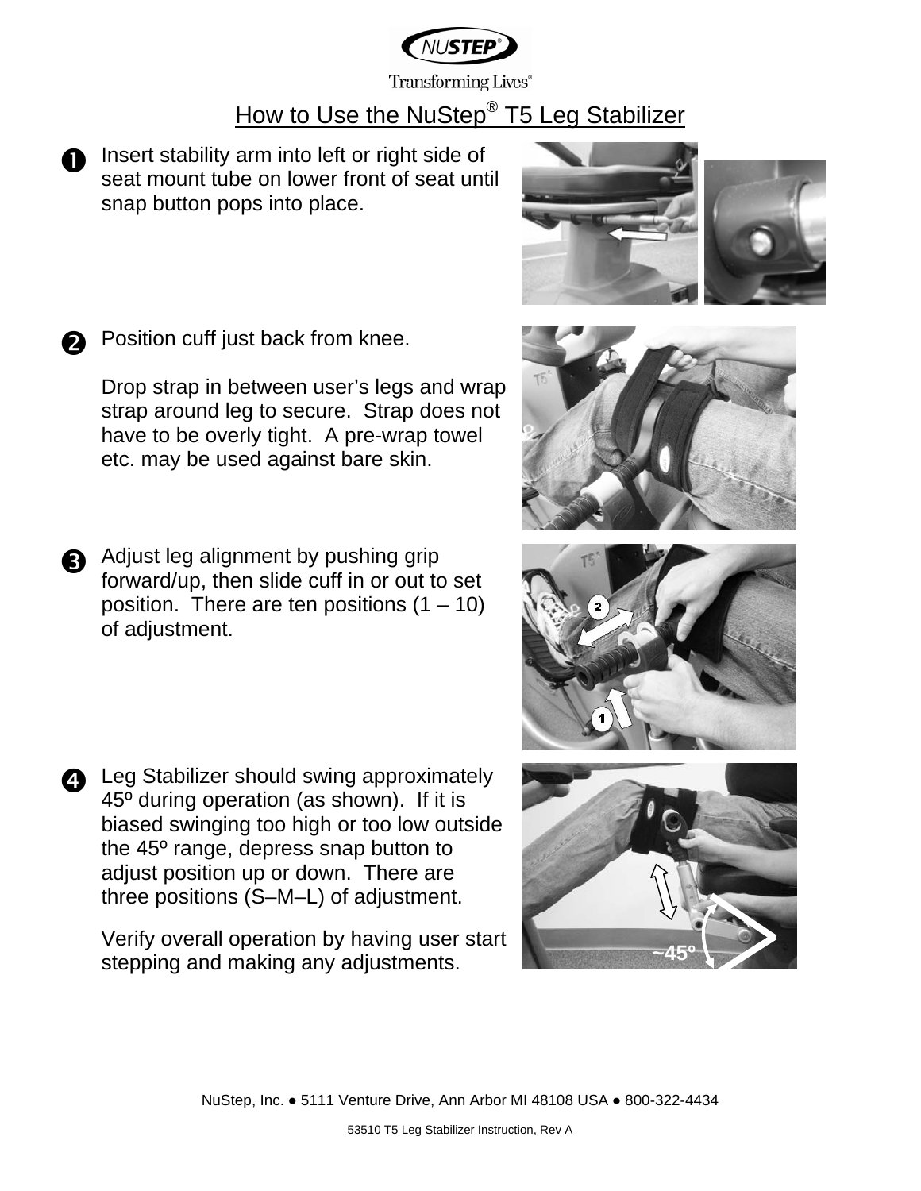NUSTEP®

Transforming Lives®

# How to Use the NuStep® T5 Leg Stabilizer

1. Insert stability arm into left or right side of seat mount tube on lower front of seat until snap button pops into place.

2. Position cuff just back from knee.

   Drop strap in between user's legs and wrap strap around leg to secure. Strap does not have to be overly tight. A pre-wrap towel etc. may be used against bare skin.

3. Adjust leg alignment by pushing grip forward/up, then slide cuff in or out to set position. There are ten positions (1 – 10) of adjustment.

4. Leg Stabilizer should swing approximately 45º during operation (as shown). If it is biased swinging too high or too low outside the 45º range, depress snap button to adjust position up or down. There are three positions (S–M–L) of adjustment.

   Verify overall operation by having user start stepping and making any adjustments.

NuStep, Inc. ● 5111 Venture Drive, Ann Arbor MI 48108 USA ● 800-322-4434

53510 T5 Leg Stabilizer Instruction, Rev A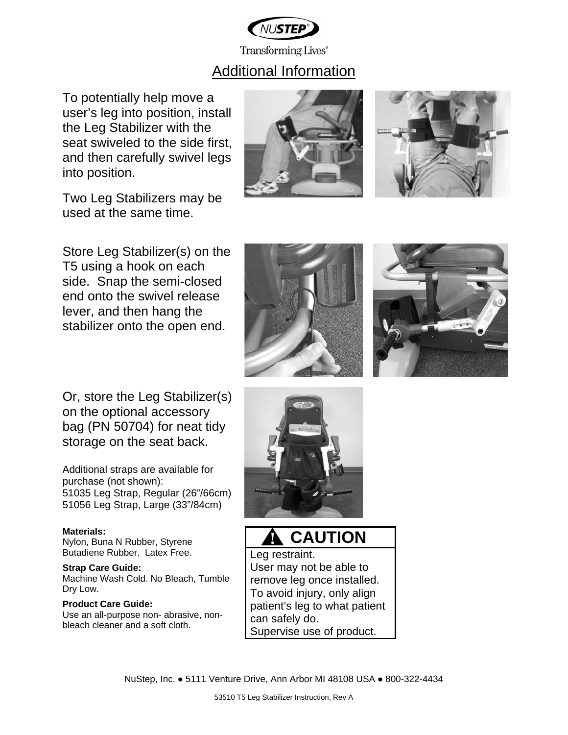## Additional Information

To potentially help move a user's leg into position, install the Leg Stabilizer with the seat swiveled to the side first, and then carefully swivel legs into position.

Two Leg Stabilizers may be used at the same time.

Store Leg Stabilizer(s) on the T5 using a hook on each side. Snap the semi-closed end onto the swivel release lever, and then hang the stabilizer onto the open end.

Or, store the Leg Stabilizer(s) on the optional accessory bag (PN 50704) for neat tidy storage on the seat back.

Additional straps are available for purchase (not shown):
51035 Leg Strap, Regular (26"/66cm)
51056 Leg Strap, Large (33"/84cm)

**Materials:**
Nylon, Buna N Rubber, Styrene Butadiene Rubber. Latex Free.

**Strap Care Guide:**
Machine Wash Cold. No Bleach, Tumble Dry Low.

**Product Care Guide:**
Use an all-purpose non- abrasive, non-bleach cleaner and a soft cloth.

**! CAUTION**

Leg restraint.
User may not be able to remove leg once installed.
To avoid injury, only align patient's leg to what patient can safely do.
Supervise use of product.

NuStep, Inc. ● 5111 Venture Drive, Ann Arbor MI 48108 USA ● 800-322-4434

53510 T5 Leg Stabilizer Instruction, Rev A